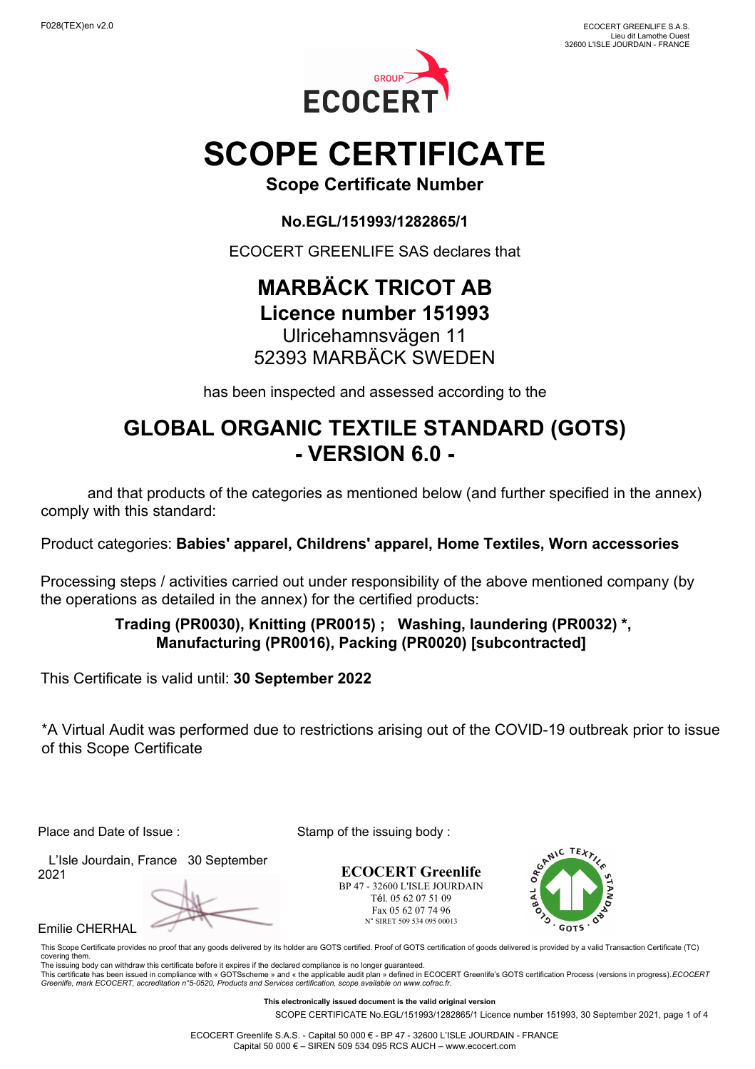F028(TEX)en v2.0

ECOCERT GREENLIFE S.A.S.
Lieu dit Lamothe Ouest
32600 L'ISLE JOURDAIN - FRANCE

# SCOPE CERTIFICATE

**Scope Certificate Number**

**No.EGL/151993/1282865/1**

ECOCERT GREENLIFE SAS declares that

## MARBÄCK TRICOT AB

**Licence number 151993**

Ulricehamnsvägen 11
52393 MARBÄCK SWEDEN

has been inspected and assessed according to the

## GLOBAL ORGANIC TEXTILE STANDARD (GOTS) - VERSION 6.0 -

and that products of the categories as mentioned below (and further specified in the annex) comply with this standard:

Product categories: **Babies' apparel, Childrens' apparel, Home Textiles, Worn accessories**

Processing steps / activities carried out under responsibility of the above mentioned company (by the operations as detailed in the annex) for the certified products:

**Trading (PR0030), Knitting (PR0015) ; Washing, laundering (PR0032) *, Manufacturing (PR0016), Packing (PR0020) [subcontracted]**

This Certificate is valid until: **30 September 2022**

*A Virtual Audit was performed due to restrictions arising out of the COVID-19 outbreak prior to issue of this Scope Certificate

Place and Date of Issue :

L'Isle Jourdain, France 30 September 2021

Emilie CHERHAL

Stamp of the issuing body :

**ECOCERT Greenlife**
BP 47 - 32600 L'ISLE JOURDAIN
Tél. 05 62 07 51 09
Fax 05 62 07 74 96
N° SIRET 509 534 095 00013

This Scope Certificate provides no proof that any goods delivered by its holder are GOTS certified. Proof of GOTS certification of goods delivered is provided by a valid Transaction Certificate (TC) covering them.
The issuing body can withdraw this certificate before it expires if the declared compliance is no longer guaranteed.
This certificate has been issued in compliance with « GOTSscheme » and « the applicable audit plan » defined in ECOCERT Greenlife's GOTS certification Process (versions in progress). *ECOCERT Greenlife, mark ECOCERT, accreditation n°5-0520, Products and Services certification, scope available on www.cofrac.fr.*

**This electronically issued document is the valid original version**

SCOPE CERTIFICATE No.EGL/151993/1282865/1 Licence number 151993, 30 September 2021

ECOCERT Greenlife S.A.S. - Capital 50 000 € - BP 47 - 32600 L'ISLE JOURDAIN - FRANCE
Capital 50 000 € – SIREN 509 534 095 RCS AUCH – www.ecocert.com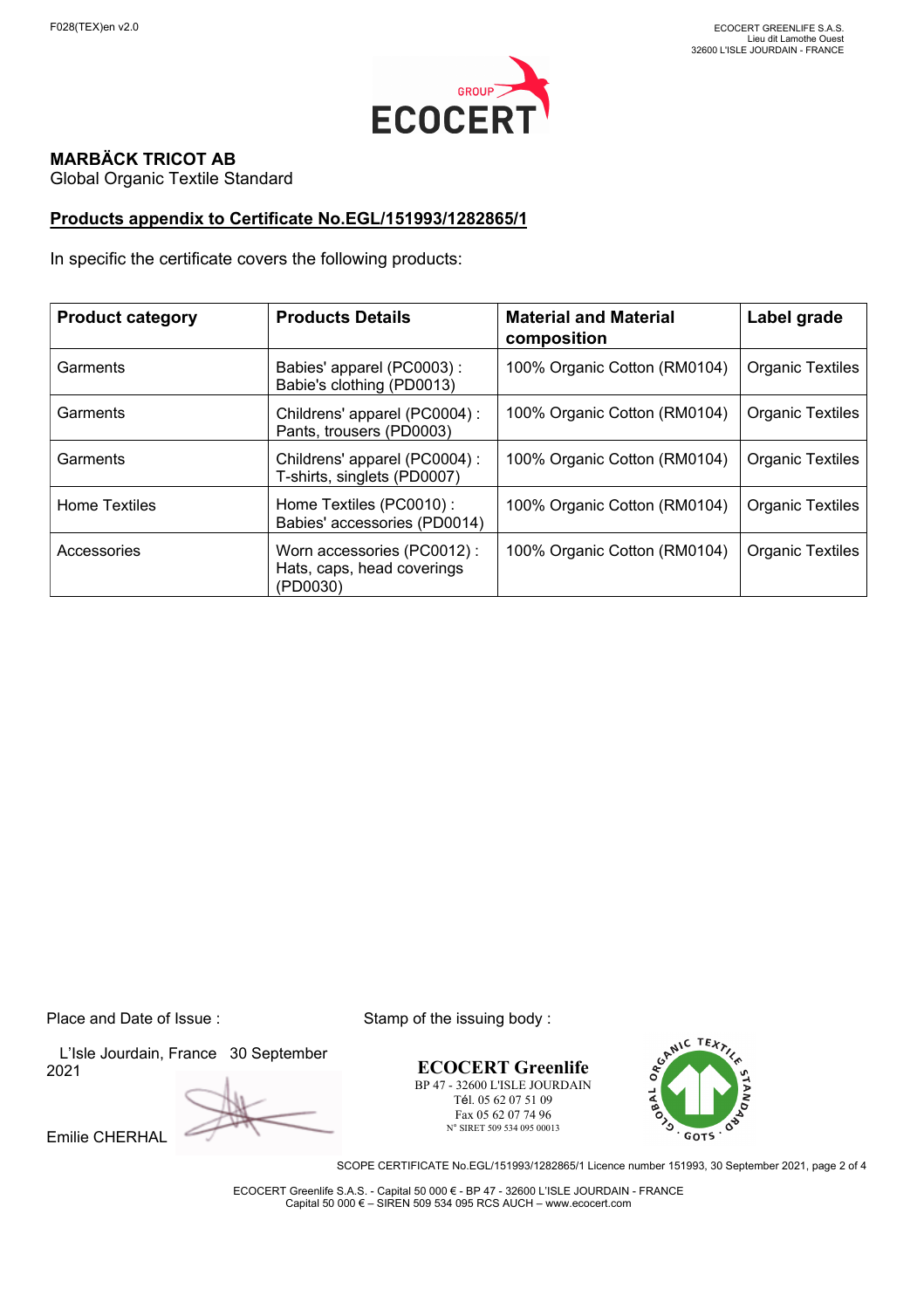F028(TEX)en v2.0

ECOCERT GREENLIFE S.A.S.
Lieu dit Lamothe Ouest
32600 L'ISLE JOURDAIN - FRANCE

**MARBÄCK TRICOT AB**
Global Organic Textile Standard

## Products appendix to Certificate No.EGL/151993/1282865/1

In specific the certificate covers the following products:

| Product category | Products Details | Material and Material composition | Label grade |
|---|---|---|---|
| Garments | Babies' apparel (PC0003) : Babie's clothing (PD0013) | 100% Organic Cotton (RM0104) | Organic Textiles |
| Garments | Childrens' apparel (PC0004) : Pants, trousers (PD0003) | 100% Organic Cotton (RM0104) | Organic Textiles |
| Garments | Childrens' apparel (PC0004) : T-shirts, singlets (PD0007) | 100% Organic Cotton (RM0104) | Organic Textiles |
| Home Textiles | Home Textiles (PC0010) : Babies' accessories (PD0014) | 100% Organic Cotton (RM0104) | Organic Textiles |
| Accessories | Worn accessories (PC0012) : Hats, caps, head coverings (PD0030) | 100% Organic Cotton (RM0104) | Organic Textiles |

Place and Date of Issue :

L'Isle Jourdain, France 30 September 2021

Emilie CHERHAL

Stamp of the issuing body :

**ECOCERT Greenlife**
BP 47 - 32600 L'ISLE JOURDAIN
Tél. 05 62 07 51 09
Fax 05 62 07 74 96
N° SIRET 509 534 095 00013

SCOPE CERTIFICATE No.EGL/151993/1282865/1 Licence number 151993, 30 September 2021

ECOCERT Greenlife S.A.S. - Capital 50 000 € - BP 47 - 32600 L'ISLE JOURDAIN - FRANCE
Capital 50 000 € – SIREN 509 534 095 RCS AUCH – www.ecocert.com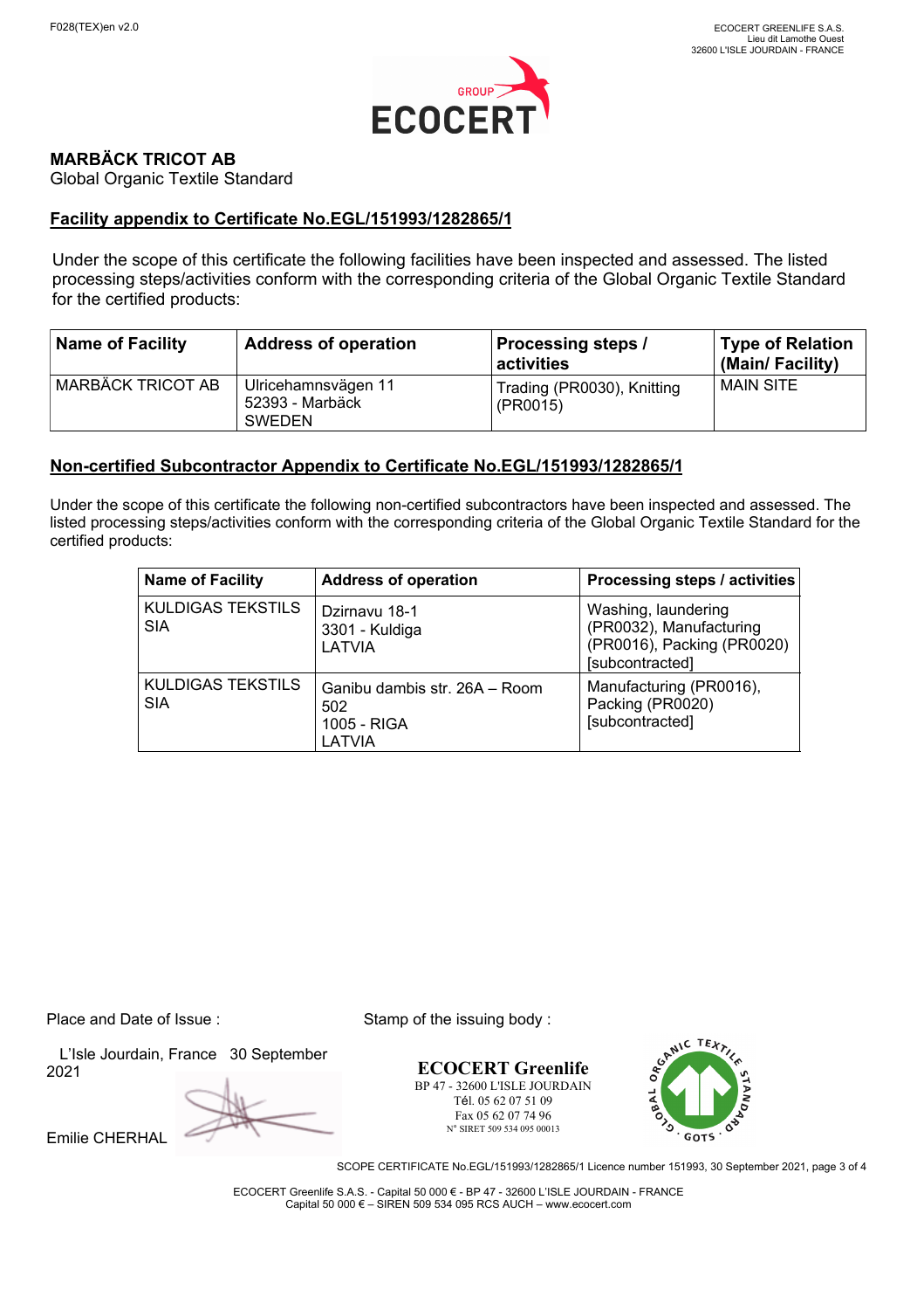**MARBÄCK TRICOT AB**
Global Organic Textile Standard

## Facility appendix to Certificate No.EGL/151993/1282865/1

Under the scope of this certificate the following facilities have been inspected and assessed. The listed processing steps/activities conform with the corresponding criteria of the Global Organic Textile Standard for the certified products:

| Name of Facility | Address of operation | Processing steps / activities | Type of Relation (Main/ Facility) |
|---|---|---|---|
| MARBÄCK TRICOT AB | Ulricehamnsvägen 11<br>52393 - Marbäck<br>SWEDEN | Trading (PR0030), Knitting (PR0015) | MAIN SITE |

## Non-certified Subcontractor Appendix to Certificate No.EGL/151993/1282865/1

Under the scope of this certificate the following non-certified subcontractors have been inspected and assessed. The listed processing steps/activities conform with the corresponding criteria of the Global Organic Textile Standard for the certified products:

| Name of Facility | Address of operation | Processing steps / activities |
|---|---|---|
| KULDIGAS TEKSTILS SIA | Dzirnavu 18-1<br>3301 - Kuldiga<br>LATVIA | Washing, laundering (PR0032), Manufacturing (PR0016), Packing (PR0020) [subcontracted] |
| KULDIGAS TEKSTILS SIA | Ganibu dambis str. 26A – Room 502<br>1005 - RIGA<br>LATVIA | Manufacturing (PR0016), Packing (PR0020) [subcontracted] |

Place and Date of Issue :

L'Isle Jourdain, France 30 September 2021

Emilie CHERHAL

Stamp of the issuing body :

**ECOCERT Greenlife**
BP 47 - 32600 L'ISLE JOURDAIN
Tél. 05 62 07 51 09
Fax 05 62 07 74 96
N° SIRET 509 534 095 00013

SCOPE CERTIFICATE No.EGL/151993/1282865/1 Licence number 151993, 30 September 2021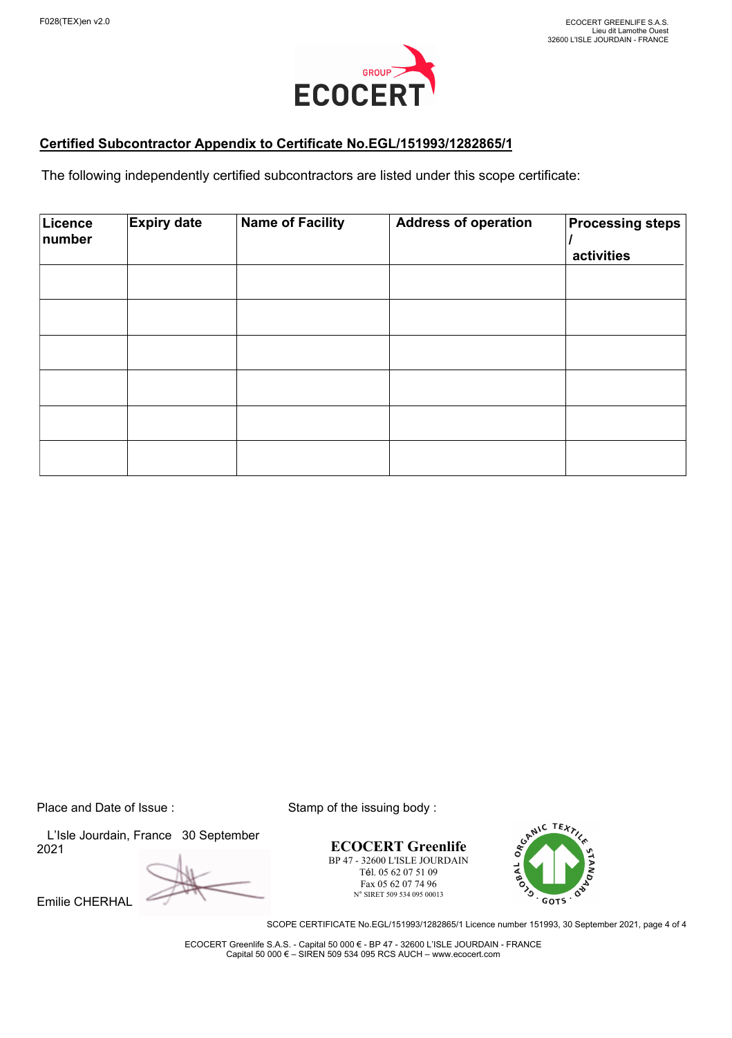F028(TEX)en v2.0

ECOCERT GREENLIFE S.A.S.
Lieu dit Lamothe Ouest
32600 L'ISLE JOURDAIN - FRANCE

**Certified Subcontractor Appendix to Certificate No.EGL/151993/1282865/1**

The following independently certified subcontractors are listed under this scope certificate:

| Licence number | Expiry date | Name of Facility | Address of operation | Processing steps / activities |
|---|---|---|---|---|
| | | | | |
| | | | | |
| | | | | |
| | | | | |
| | | | | |
| | | | | |

Place and Date of Issue :

L'Isle Jourdain, France 30 September 2021

Emilie CHERHAL

Stamp of the issuing body :

**ECOCERT Greenlife**
BP 47 - 32600 L'ISLE JOURDAIN
Tél. 05 62 07 51 09
Fax 05 62 07 74 96
N° SIRET 509 534 095 00013

SCOPE CERTIFICATE No.EGL/151993/1282865/1 Licence number 151993, 30 September 2021

ECOCERT Greenlife S.A.S. - Capital 50 000 € - BP 47 - 32600 L'ISLE JOURDAIN - FRANCE
Capital 50 000 € – SIREN 509 534 095 RCS AUCH – www.ecocert.com